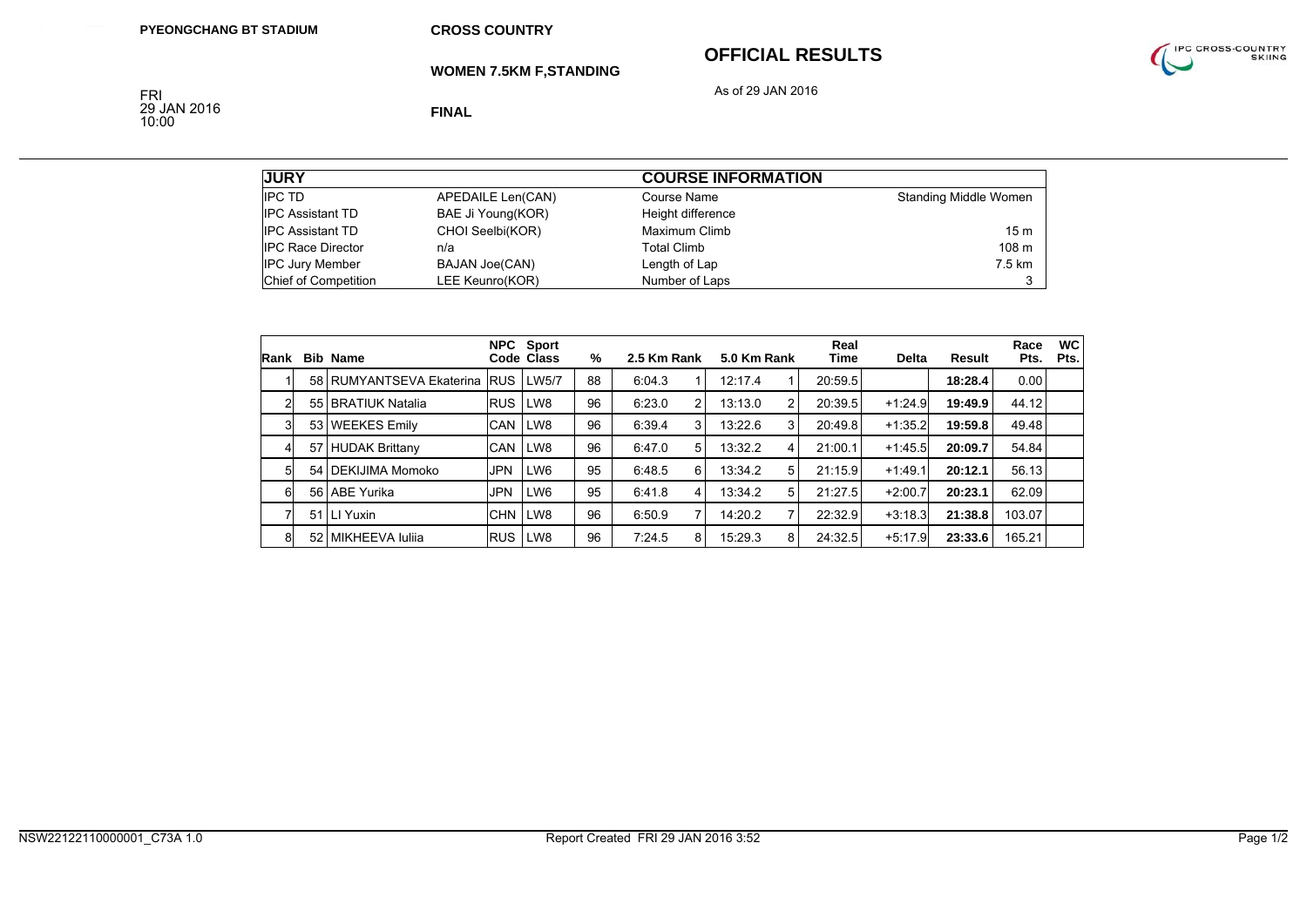PYEONGCHANG BT STADIUM

**CROSS COUNTRY**

# OFFICIAL RESULTS

**WOMEN 7.5KM F,STANDING**

As of 29 JAN 2016

FRI
29 JAN 2016
10:00

**FINAL**

| JURY | | COURSE INFORMATION | |
|---|---|---|---|
| IPC TD | APEDAILE Len(CAN) | Course Name | Standing Middle Women |
| IPC Assistant TD | BAE Ji Young(KOR) | Height difference | |
| IPC Assistant TD | CHOI Seelbi(KOR) | Maximum Climb | 15 m |
| IPC Race Director | n/a | Total Climb | 108 m |
| IPC Jury Member | BAJAN Joe(CAN) | Length of Lap | 7.5 km |
| Chief of Competition | LEE Keunro(KOR) | Number of Laps | 3 |

| Rank | Bib | Name | NPC Code | Sport Class | % | 2.5 Km | Rank | 5.0 Km | Rank | Real Time | Delta | Result | Race Pts. | WC Pts. |
|---|---|---|---|---|---|---|---|---|---|---|---|---|---|---|
| 1 | 58 | RUMYANTSEVA Ekaterina | RUS | LW5/7 | 88 | 6:04.3 | 1 | 12:17.4 | 1 | 20:59.5 | | **18:28.4** | 0.00 | |
| 2 | 55 | BRATIUK Natalia | RUS | LW8 | 96 | 6:23.0 | 2 | 13:13.0 | 2 | 20:39.5 | +1:24.9 | **19:49.9** | 44.12 | |
| 3 | 53 | WEEKES Emily | CAN | LW8 | 96 | 6:39.4 | 3 | 13:22.6 | 3 | 20:49.8 | +1:35.2 | **19:59.8** | 49.48 | |
| 4 | 57 | HUDAK Brittany | CAN | LW8 | 96 | 6:47.0 | 5 | 13:32.2 | 4 | 21:00.1 | +1:45.5 | **20:09.7** | 54.84 | |
| 5 | 54 | DEKIJIMA Momoko | JPN | LW6 | 95 | 6:48.5 | 6 | 13:34.2 | 5 | 21:15.9 | +1:49.1 | **20:12.1** | 56.13 | |
| 6 | 56 | ABE Yurika | JPN | LW6 | 95 | 6:41.8 | 4 | 13:34.2 | 5 | 21:27.5 | +2:00.7 | **20:23.1** | 62.09 | |
| 7 | 51 | LI Yuxin | CHN | LW8 | 96 | 6:50.9 | 7 | 14:20.2 | 7 | 22:32.9 | +3:18.3 | **21:38.8** | 103.07 | |
| 8 | 52 | MIKHEEVA Iuliia | RUS | LW8 | 96 | 7:24.5 | 8 | 15:29.3 | 8 | 24:32.5 | +5:17.9 | **23:33.6** | 165.21 | |

NSW22122110000001_C73A 1.0 — Report Created FRI 29 JAN 2016 3:52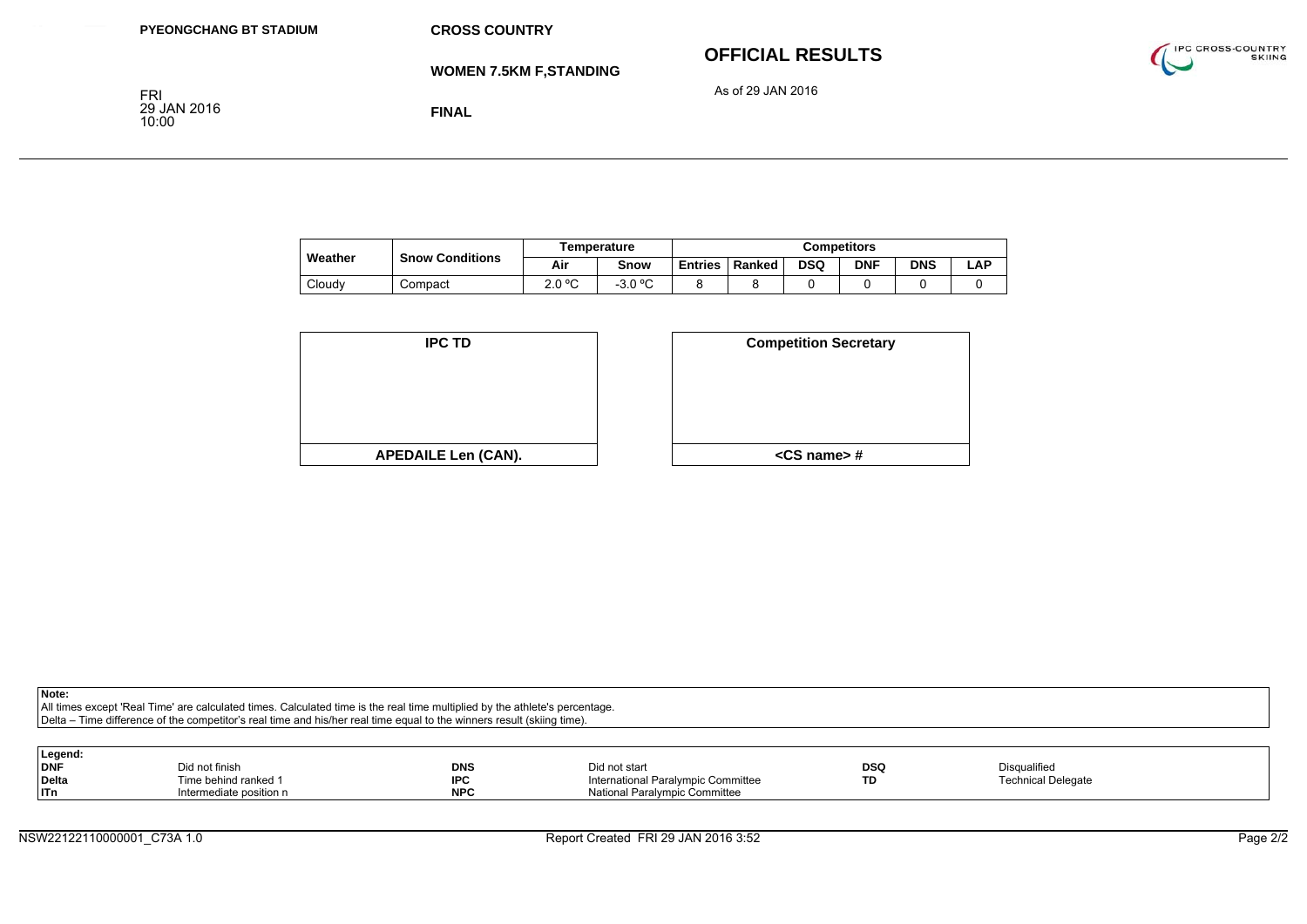| Weather | Snow Conditions | Temperature | | Competitors | | | | | |
|---|---|---|---|---|---|---|---|---|---|
| | | Air | Snow | Entries | Ranked | DSQ | DNF | DNS | LAP |
| Cloudy | Compact | 2.0 ºC | -3.0 ºC | 8 | 8 | 0 | 0 | 0 | 0 |

| IPC TD |
|---|
| APEDAILE Len (CAN). |

| Competition Secretary |
|---|
| <CS name> # |

**Note:**
All times except 'Real Time' are calculated times. Calculated time is the real time multiplied by the athlete's percentage.
Delta – Time difference of the competitor's real time and his/her real time equal to the winners result (skiing time).

**Legend:**

| | | | | | |
|---|---|---|---|---|---|
| **DNF** | Did not finish | **DNS** | Did not start | **DSQ** | Disqualified |
| **Delta** | Time behind ranked 1 | **IPC** | International Paralympic Committee | **TD** | Technical Delegate |
| **ITn** | Intermediate position n | **NPC** | National Paralympic Committee | | |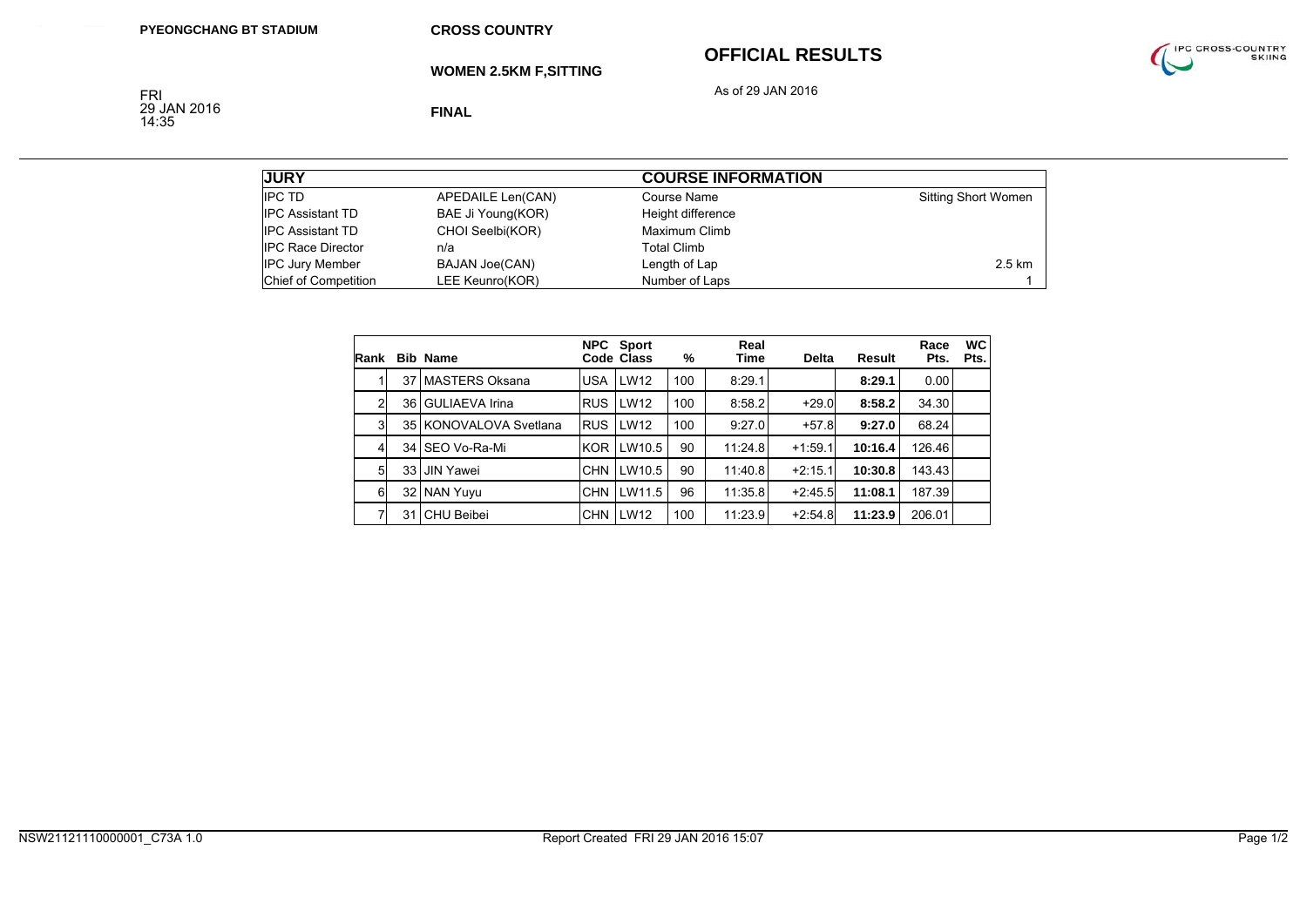PYEONGCHANG BT STADIUM

**CROSS COUNTRY**

**WOMEN 2.5KM F,SITTING**

**FINAL**

FRI
29 JAN 2016
14:35

# OFFICIAL RESULTS

As of 29 JAN 2016

| JURY | | COURSE INFORMATION | |
|---|---|---|---|
| IPC TD | APEDAILE Len(CAN) | Course Name | Sitting Short Women |
| IPC Assistant TD | BAE Ji Young(KOR) | Height difference | |
| IPC Assistant TD | CHOI Seelbi(KOR) | Maximum Climb | |
| IPC Race Director | n/a | Total Climb | |
| IPC Jury Member | BAJAN Joe(CAN) | Length of Lap | 2.5 km |
| Chief of Competition | LEE Keunro(KOR) | Number of Laps | 1 |

| Rank | Bib | Name | NPC Code | Sport Class | % | Real Time | Delta | Result | Race Pts. | WC Pts. |
|---|---|---|---|---|---|---|---|---|---|---|
| 1 | 37 | MASTERS Oksana | USA | LW12 | 100 | 8:29.1 | | **8:29.1** | 0.00 | |
| 2 | 36 | GULIAEVA Irina | RUS | LW12 | 100 | 8:58.2 | +29.0 | **8:58.2** | 34.30 | |
| 3 | 35 | KONOVALOVA Svetlana | RUS | LW12 | 100 | 9:27.0 | +57.8 | **9:27.0** | 68.24 | |
| 4 | 34 | SEO Vo-Ra-Mi | KOR | LW10.5 | 90 | 11:24.8 | +1:59.1 | **10:16.4** | 126.46 | |
| 5 | 33 | JIN Yawei | CHN | LW10.5 | 90 | 11:40.8 | +2:15.1 | **10:30.8** | 143.43 | |
| 6 | 32 | NAN Yuyu | CHN | LW11.5 | 96 | 11:35.8 | +2:45.5 | **11:08.1** | 187.39 | |
| 7 | 31 | CHU Beibei | CHN | LW12 | 100 | 11:23.9 | +2:54.8 | **11:23.9** | 206.01 | |

NSW21121110000001_C73A 1.0 Report Created FRI 29 JAN 2016 15:07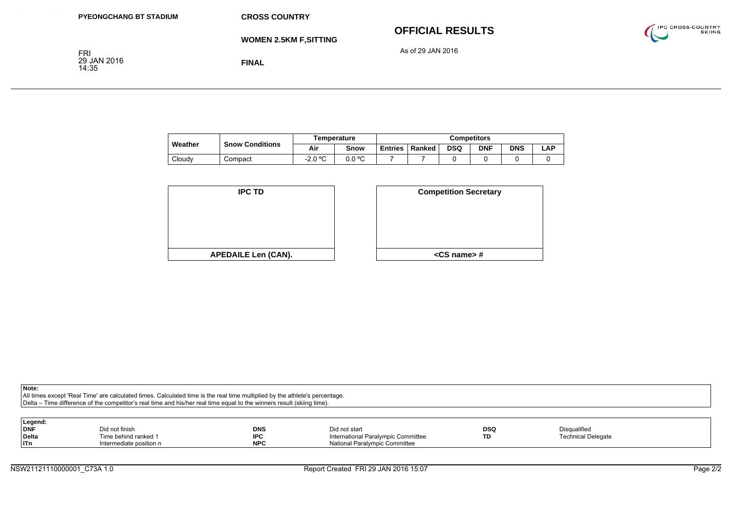PYEONGCHANG BT STADIUM

FRI
29 JAN 2016
14:35

CROSS COUNTRY

WOMEN 2.5KM F,SITTING

FINAL

# OFFICIAL RESULTS

As of 29 JAN 2016

IPC CROSS-COUNTRY SKIING

| Weather | Snow Conditions | Temperature | | Competitors | | | | | |
|---|---|---|---|---|---|---|---|---|---|
| | | Air | Snow | Entries | Ranked | DSQ | DNF | DNS | LAP |
| Cloudy | Compact | -2.0 ºC | 0.0 ºC | 7 | 7 | 0 | 0 | 0 | 0 |

| IPC TD | Competition Secretary |
|---|---|
| APEDAILE Len (CAN). | <CS name> # |

**Note:**
All times except 'Real Time' are calculated times. Calculated time is the real time multiplied by the athlete's percentage.
Delta – Time difference of the competitor's real time and his/her real time equal to the winners result (skiing time).

**Legend:**

| | | | | | |
|---|---|---|---|---|---|
| **DNF** | Did not finish | **DNS** | Did not start | **DSQ** | Disqualified |
| **Delta** | Time behind ranked 1 | **IPC** | International Paralympic Committee | **TD** | Technical Delegate |
| **ITn** | Intermediate position n | **NPC** | National Paralympic Committee | | |

NSW21121110000001_C73A 1.0    Report Created FRI 29 JAN 2016 15:07